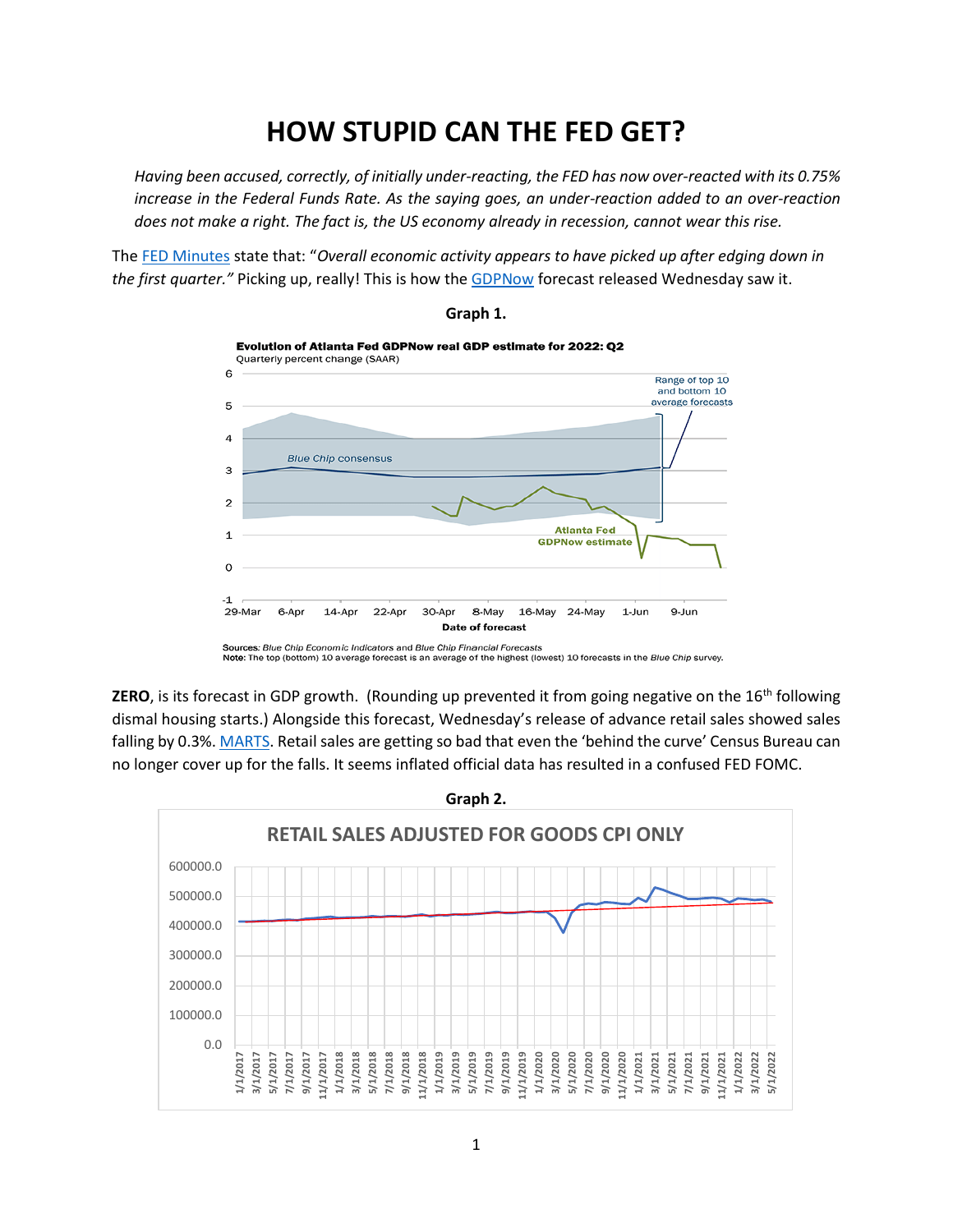# HOW STUPID CAN THE FED GET?

*Having been accused, correctly, of initially under-reacting, the FED has now over-reacted with its 0.75% increase in the Federal Funds Rate. As the saying goes, an under-reaction added to an over-reaction does not make a right. The fact is, the US economy already in recession, cannot wear this rise.*

The FED Minutes state that: "*Overall economic activity appears to have picked up after edging down in the first quarter.*" Picking up, really! This is how the GDPNow forecast released Wednesday saw it.

**Graph 1.**

**ZERO**, is its forecast in GDP growth. (Rounding up prevented it from going negative on the 16th following dismal housing starts.) Alongside this forecast, Wednesday's release of advance retail sales showed sales falling by 0.3%. MARTS. Retail sales are getting so bad that even the 'behind the curve' Census Bureau can no longer cover up for the falls. It seems inflated official data has resulted in a confused FED FOMC.

**Graph 2.**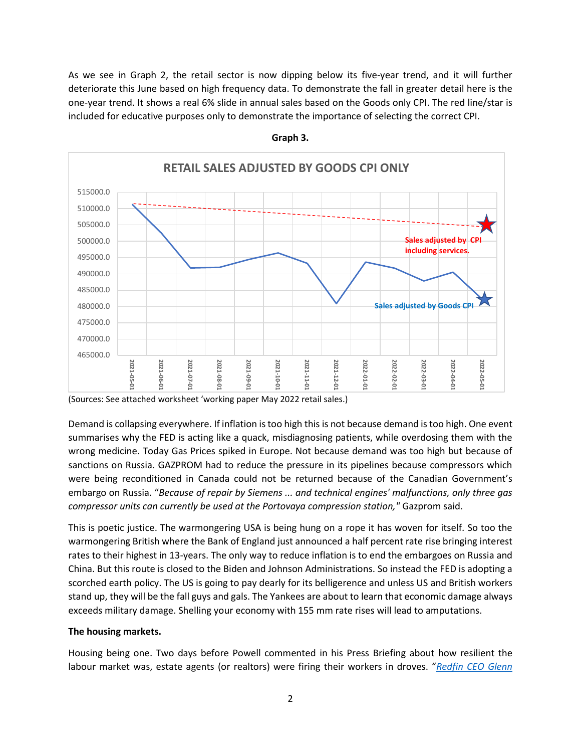As we see in Graph 2, the retail sector is now dipping below its five-year trend, and it will further deteriorate this June based on high frequency data. To demonstrate the fall in greater detail here is the one-year trend. It shows a real 6% slide in annual sales based on the Goods only CPI. The red line/star is included for educative purposes only to demonstrate the importance of selecting the correct CPI.

**Graph 3.**

(Sources: See attached worksheet 'working paper May 2022 retail sales.)

Demand is collapsing everywhere. If inflation is too high this is not because demand is too high. One event summarises why the FED is acting like a quack, misdiagnosing patients, while overdosing them with the wrong medicine. Today Gas Prices spiked in Europe. Not because demand was too high but because of sanctions on Russia. GAZPROM had to reduce the pressure in its pipelines because compressors which were being reconditioned in Canada could not be returned because of the Canadian Government's embargo on Russia. "*Because of repair by Siemens ... and technical engines' malfunctions, only three gas compressor units can currently be used at the Portovaya compression station,*" Gazprom said.

This is poetic justice. The warmongering USA is being hung on a rope it has woven for itself. So too the warmongering British where the Bank of England just announced a half percent rate rise bringing interest rates to their highest in 13-years. The only way to reduce inflation is to end the embargoes on Russia and China. But this route is closed to the Biden and Johnson Administrations. So instead the FED is adopting a scorched earth policy. The US is going to pay dearly for its belligerence and unless US and British workers stand up, they will be the fall guys and gals. The Yankees are about to learn that economic damage always exceeds military damage. Shelling your economy with 155 mm rate rises will lead to amputations.

**The housing markets.**

Housing being one. Two days before Powell commented in his Press Briefing about how resilient the labour market was, estate agents (or realtors) were firing their workers in droves. "*Redfin CEO Glenn*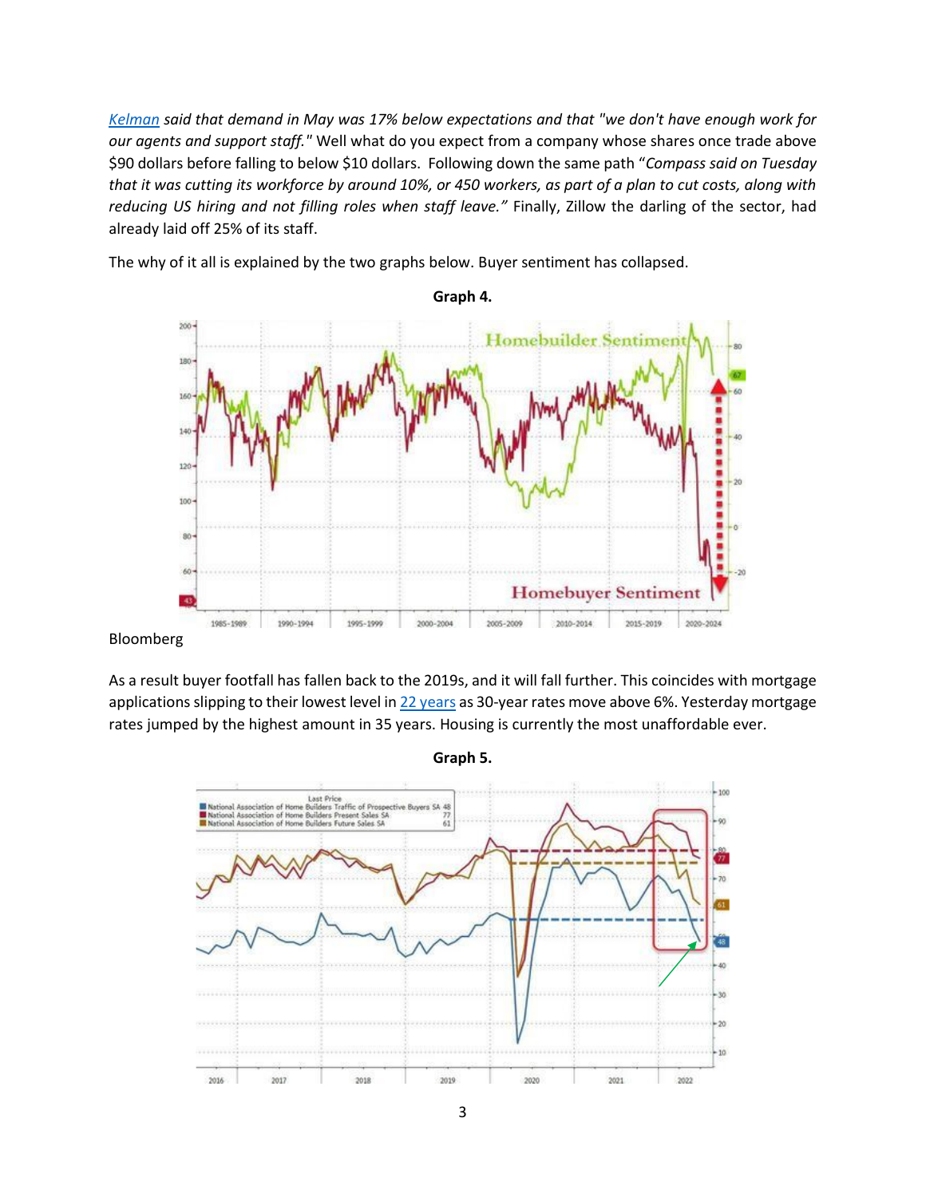*[Kelman](#) said that demand in May was 17% below expectations and that "we don't have enough work for our agents and support staff."* Well what do you expect from a company whose shares once trade above $90 dollars before falling to below $10 dollars. Following down the same path "*Compass said on Tuesday that it was cutting its workforce by around 10%, or 450 workers, as part of a plan to cut costs, along with reducing US hiring and not filling roles when staff leave.*" Finally, Zillow the darling of the sector, had already laid off 25% of its staff.

The why of it all is explained by the two graphs below. Buyer sentiment has collapsed.

**Graph 4.**

Bloomberg

As a result buyer footfall has fallen back to the 2019s, and it will fall further. This coincides with mortgage applications slipping to their lowest level in [22 years](#) as 30-year rates move above 6%. Yesterday mortgage rates jumped by the highest amount in 35 years. Housing is currently the most unaffordable ever.

**Graph 5.**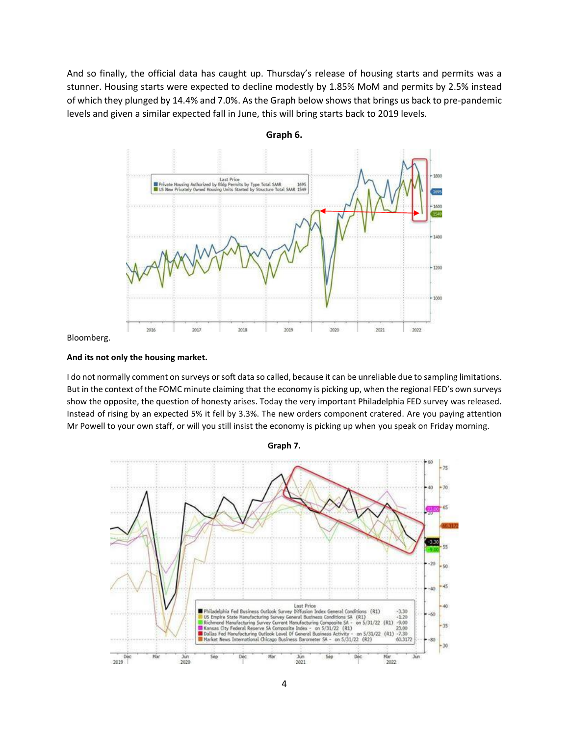And so finally, the official data has caught up. Thursday's release of housing starts and permits was a stunner. Housing starts were expected to decline modestly by 1.85% MoM and permits by 2.5% instead of which they plunged by 14.4% and 7.0%. As the Graph below shows that brings us back to pre-pandemic levels and given a similar expected fall in June, this will bring starts back to 2019 levels.

**Graph 6.**

Bloomberg.

**And its not only the housing market.**

I do not normally comment on surveys or soft data so called, because it can be unreliable due to sampling limitations. But in the context of the FOMC minute claiming that the economy is picking up, when the regional FED's own surveys show the opposite, the question of honesty arises. Today the very important Philadelphia FED survey was released. Instead of rising by an expected 5% it fell by 3.3%. The new orders component cratered. Are you paying attention Mr Powell to your own staff, or will you still insist the economy is picking up when you speak on Friday morning.

**Graph 7.**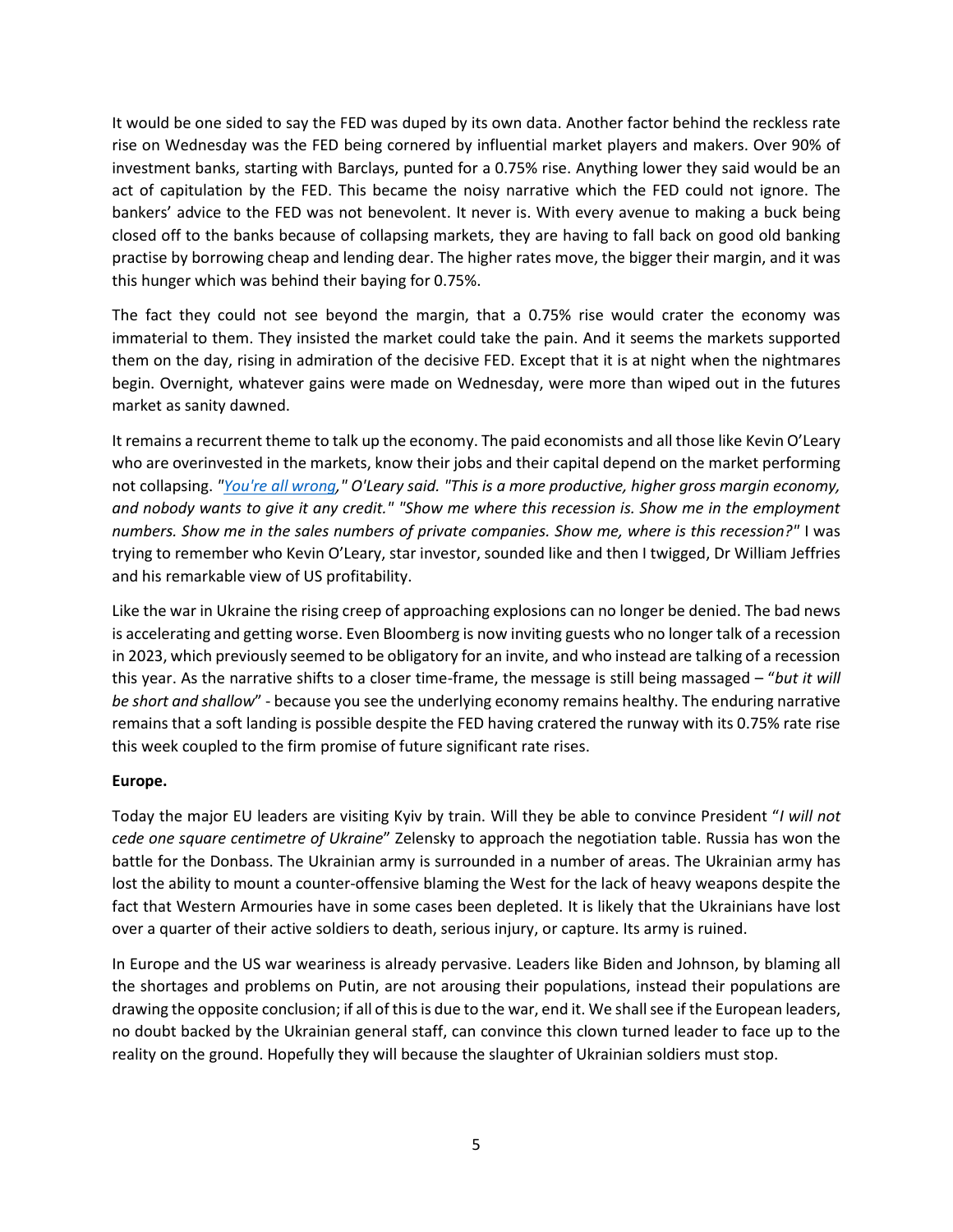It would be one sided to say the FED was duped by its own data. Another factor behind the reckless rate rise on Wednesday was the FED being cornered by influential market players and makers. Over 90% of investment banks, starting with Barclays, punted for a 0.75% rise. Anything lower they said would be an act of capitulation by the FED. This became the noisy narrative which the FED could not ignore. The bankers' advice to the FED was not benevolent. It never is. With every avenue to making a buck being closed off to the banks because of collapsing markets, they are having to fall back on good old banking practise by borrowing cheap and lending dear. The higher rates move, the bigger their margin, and it was this hunger which was behind their baying for 0.75%.

The fact they could not see beyond the margin, that a 0.75% rise would crater the economy was immaterial to them. They insisted the market could take the pain. And it seems the markets supported them on the day, rising in admiration of the decisive FED. Except that it is at night when the nightmares begin. Overnight, whatever gains were made on Wednesday, were more than wiped out in the futures market as sanity dawned.

It remains a recurrent theme to talk up the economy. The paid economists and all those like Kevin O'Leary who are overinvested in the markets, know their jobs and their capital depend on the market performing not collapsing. *"You're all wrong," O'Leary said. "This is a more productive, higher gross margin economy, and nobody wants to give it any credit." "Show me where this recession is. Show me in the employment numbers. Show me in the sales numbers of private companies. Show me, where is this recession?"* I was trying to remember who Kevin O'Leary, star investor, sounded like and then I twigged, Dr William Jeffries and his remarkable view of US profitability.

Like the war in Ukraine the rising creep of approaching explosions can no longer be denied. The bad news is accelerating and getting worse. Even Bloomberg is now inviting guests who no longer talk of a recession in 2023, which previously seemed to be obligatory for an invite, and who instead are talking of a recession this year. As the narrative shifts to a closer time-frame, the message is still being massaged – "*but it will be short and shallow*" - because you see the underlying economy remains healthy. The enduring narrative remains that a soft landing is possible despite the FED having cratered the runway with its 0.75% rate rise this week coupled to the firm promise of future significant rate rises.

**Europe.**

Today the major EU leaders are visiting Kyiv by train. Will they be able to convince President "*I will not cede one square centimetre of Ukraine*" Zelensky to approach the negotiation table. Russia has won the battle for the Donbass. The Ukrainian army is surrounded in a number of areas. The Ukrainian army has lost the ability to mount a counter-offensive blaming the West for the lack of heavy weapons despite the fact that Western Armouries have in some cases been depleted. It is likely that the Ukrainians have lost over a quarter of their active soldiers to death, serious injury, or capture. Its army is ruined.

In Europe and the US war weariness is already pervasive. Leaders like Biden and Johnson, by blaming all the shortages and problems on Putin, are not arousing their populations, instead their populations are drawing the opposite conclusion; if all of this is due to the war, end it. We shall see if the European leaders, no doubt backed by the Ukrainian general staff, can convince this clown turned leader to face up to the reality on the ground. Hopefully they will because the slaughter of Ukrainian soldiers must stop.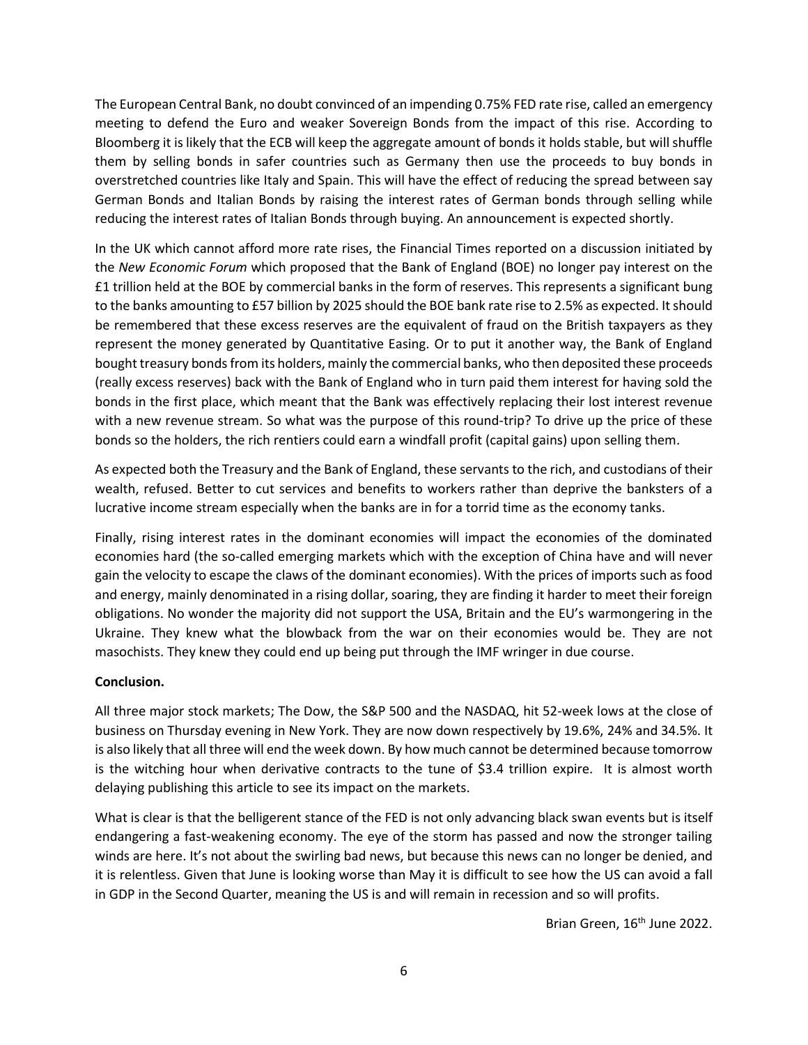The European Central Bank, no doubt convinced of an impending 0.75% FED rate rise, called an emergency meeting to defend the Euro and weaker Sovereign Bonds from the impact of this rise. According to Bloomberg it is likely that the ECB will keep the aggregate amount of bonds it holds stable, but will shuffle them by selling bonds in safer countries such as Germany then use the proceeds to buy bonds in overstretched countries like Italy and Spain. This will have the effect of reducing the spread between say German Bonds and Italian Bonds by raising the interest rates of German bonds through selling while reducing the interest rates of Italian Bonds through buying. An announcement is expected shortly.

In the UK which cannot afford more rate rises, the Financial Times reported on a discussion initiated by the *New Economic Forum* which proposed that the Bank of England (BOE) no longer pay interest on the £1 trillion held at the BOE by commercial banks in the form of reserves. This represents a significant bung to the banks amounting to £57 billion by 2025 should the BOE bank rate rise to 2.5% as expected. It should be remembered that these excess reserves are the equivalent of fraud on the British taxpayers as they represent the money generated by Quantitative Easing. Or to put it another way, the Bank of England bought treasury bonds from its holders, mainly the commercial banks, who then deposited these proceeds (really excess reserves) back with the Bank of England who in turn paid them interest for having sold the bonds in the first place, which meant that the Bank was effectively replacing their lost interest revenue with a new revenue stream. So what was the purpose of this round-trip? To drive up the price of these bonds so the holders, the rich rentiers could earn a windfall profit (capital gains) upon selling them.

As expected both the Treasury and the Bank of England, these servants to the rich, and custodians of their wealth, refused. Better to cut services and benefits to workers rather than deprive the banksters of a lucrative income stream especially when the banks are in for a torrid time as the economy tanks.

Finally, rising interest rates in the dominant economies will impact the economies of the dominated economies hard (the so-called emerging markets which with the exception of China have and will never gain the velocity to escape the claws of the dominant economies). With the prices of imports such as food and energy, mainly denominated in a rising dollar, soaring, they are finding it harder to meet their foreign obligations. No wonder the majority did not support the USA, Britain and the EU's warmongering in the Ukraine. They knew what the blowback from the war on their economies would be. They are not masochists. They knew they could end up being put through the IMF wringer in due course.

**Conclusion.**

All three major stock markets; The Dow, the S&P 500 and the NASDAQ, hit 52-week lows at the close of business on Thursday evening in New York. They are now down respectively by 19.6%, 24% and 34.5%. It is also likely that all three will end the week down. By how much cannot be determined because tomorrow is the witching hour when derivative contracts to the tune of $3.4 trillion expire. It is almost worth delaying publishing this article to see its impact on the markets.

What is clear is that the belligerent stance of the FED is not only advancing black swan events but is itself endangering a fast-weakening economy. The eye of the storm has passed and now the stronger tailing winds are here. It's not about the swirling bad news, but because this news can no longer be denied, and it is relentless. Given that June is looking worse than May it is difficult to see how the US can avoid a fall in GDP in the Second Quarter, meaning the US is and will remain in recession and so will profits.

Brian Green, 16th June 2022.